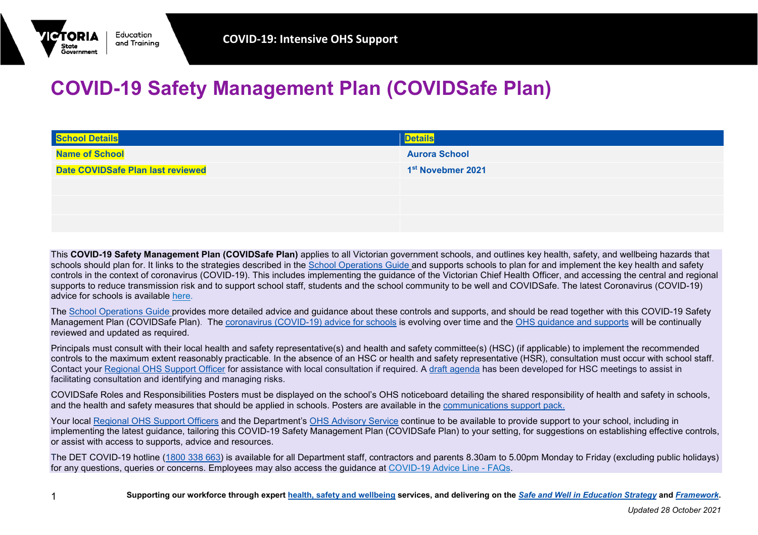# COVID-19 Safety Management Plan (COVIDSafe Plan)

| School Details | Details |
| --- | --- |
| Name of School | Aurora School |
| Date COVIDSafe Plan last reviewed | 1st Novebmer 2021 |
| | |
| | |
| | |

This **COVID-19 Safety Management Plan (COVIDSafe Plan)** applies to all Victorian government schools, and outlines key health, safety, and wellbeing hazards that schools should plan for. It links to the strategies described in the School Operations Guide and supports schools to plan for and implement the key health and safety controls in the context of coronavirus (COVID-19). This includes implementing the guidance of the Victorian Chief Health Officer, and accessing the central and regional supports to reduce transmission risk and to support school staff, students and the school community to be well and COVIDSafe. The latest Coronavirus (COVID-19) advice for schools is available here.

The School Operations Guide provides more detailed advice and guidance about these controls and supports, and should be read together with this COVID-19 Safety Management Plan (COVIDSafe Plan). The coronavirus (COVID-19) advice for schools is evolving over time and the OHS guidance and supports will be continually reviewed and updated as required.

Principals must consult with their local health and safety representative(s) and health and safety committee(s) (HSC) (if applicable) to implement the recommended controls to the maximum extent reasonably practicable. In the absence of an HSC or health and safety representative (HSR), consultation must occur with school staff. Contact your Regional OHS Support Officer for assistance with local consultation if required. A draft agenda has been developed for HSC meetings to assist in facilitating consultation and identifying and managing risks.

COVIDSafe Roles and Responsibilities Posters must be displayed on the school's OHS noticeboard detailing the shared responsibility of health and safety in schools, and the health and safety measures that should be applied in schools. Posters are available in the communications support pack.

Your local Regional OHS Support Officers and the Department's OHS Advisory Service continue to be available to provide support to your school, including in implementing the latest guidance, tailoring this COVID-19 Safety Management Plan (COVIDSafe Plan) to your setting, for suggestions on establishing effective controls, or assist with access to supports, advice and resources.

The DET COVID-19 hotline (1800 338 663) is available for all Department staff, contractors and parents 8.30am to 5.00pm Monday to Friday (excluding public holidays) for any questions, queries or concerns. Employees may also access the guidance at COVID-19 Advice Line - FAQs.

**Supporting our workforce through expert health, safety and wellbeing services, and delivering on the *Safe and Well in Education Strategy* and *Framework*.**

*Updated 28 October 2021*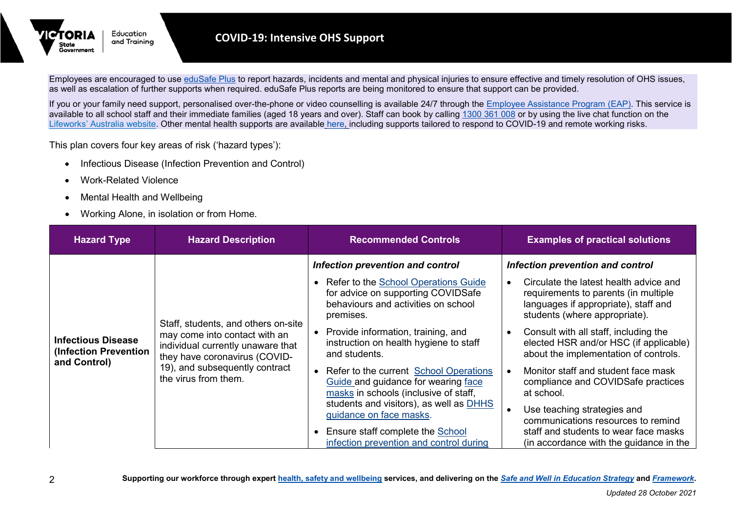Employees are encouraged to use eduSafe Plus to report hazards, incidents and mental and physical injuries to ensure effective and timely resolution of OHS issues, as well as escalation of further supports when required. eduSafe Plus reports are being monitored to ensure that support can be provided.

If you or your family need support, personalised over-the-phone or video counselling is available 24/7 through the Employee Assistance Program (EAP). This service is available to all school staff and their immediate families (aged 18 years and over). Staff can book by calling 1300 361 008 or by using the live chat function on the Lifeworks' Australia website. Other mental health supports are available here, including supports tailored to respond to COVID-19 and remote working risks.

This plan covers four key areas of risk ('hazard types'):

- Infectious Disease (Infection Prevention and Control)
- Work-Related Violence
- Mental Health and Wellbeing
- Working Alone, in isolation or from Home.

| Hazard Type | Hazard Description | Recommended Controls | Examples of practical solutions |
|---|---|---|---|
| **Infectious Disease (Infection Prevention and Control)** | Staff, students, and others on-site may come into contact with an individual currently unaware that they have coronavirus (COVID-19), and subsequently contract the virus from them. | ***Infection prevention and control***<br>• Refer to the School Operations Guide for advice on supporting COVIDSafe behaviours and activities on school premises.<br>• Provide information, training, and instruction on health hygiene to staff and students.<br>• Refer to the current School Operations Guide and guidance for wearing face masks in schools (inclusive of staff, students and visitors), as well as DHHS guidance on face masks.<br>• Ensure staff complete the School infection prevention and control during | ***Infection prevention and control***<br>• Circulate the latest health advice and requirements to parents (in multiple languages if appropriate), staff and students (where appropriate).<br>• Consult with all staff, including the elected HSR and/or HSC (if applicable) about the implementation of controls.<br>• Monitor staff and student face mask compliance and COVIDSafe practices at school.<br>• Use teaching strategies and communications resources to remind staff and students to wear face masks (in accordance with the guidance in the |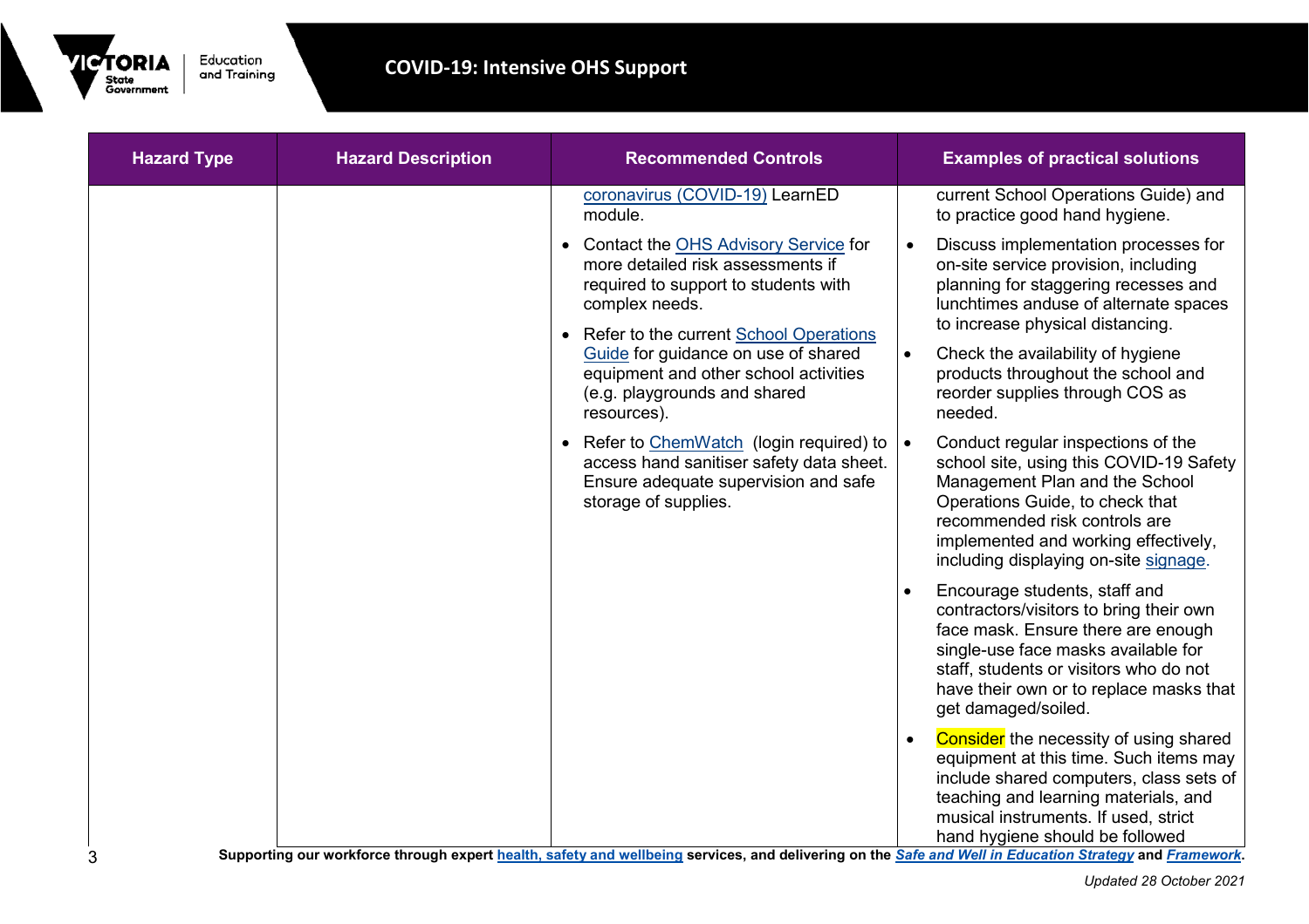| Hazard Type | Hazard Description | Recommended Controls | Examples of practical solutions |
|---|---|---|---|
| | | coronavirus (COVID-19) LearnED module.<br>• Contact the OHS Advisory Service for more detailed risk assessments if required to support to students with complex needs.<br>• Refer to the current School Operations Guide for guidance on use of shared equipment and other school activities (e.g. playgrounds and shared resources).<br>• Refer to ChemWatch (login required) to access hand sanitiser safety data sheet. Ensure adequate supervision and safe storage of supplies. | current School Operations Guide) and to practice good hand hygiene.<br>• Discuss implementation processes for on-site service provision, including planning for staggering recesses and lunchtimes anduse of alternate spaces to increase physical distancing.<br>• Check the availability of hygiene products throughout the school and reorder supplies through COS as needed.<br>• Conduct regular inspections of the school site, using this COVID-19 Safety Management Plan and the School Operations Guide, to check that recommended risk controls are implemented and working effectively, including displaying on-site signage.<br>• Encourage students, staff and contractors/visitors to bring their own face mask. Ensure there are enough single-use face masks available for staff, students or visitors who do not have their own or to replace masks that get damaged/soiled.<br>• Consider the necessity of using shared equipment at this time. Such items may include shared computers, class sets of teaching and learning materials, and musical instruments. If used, strict hand hygiene should be followed |

**Supporting our workforce through expert health, safety and wellbeing services, and delivering on the *Safe and Well in Education Strategy* and *Framework*.**

*Updated 28 October 2021*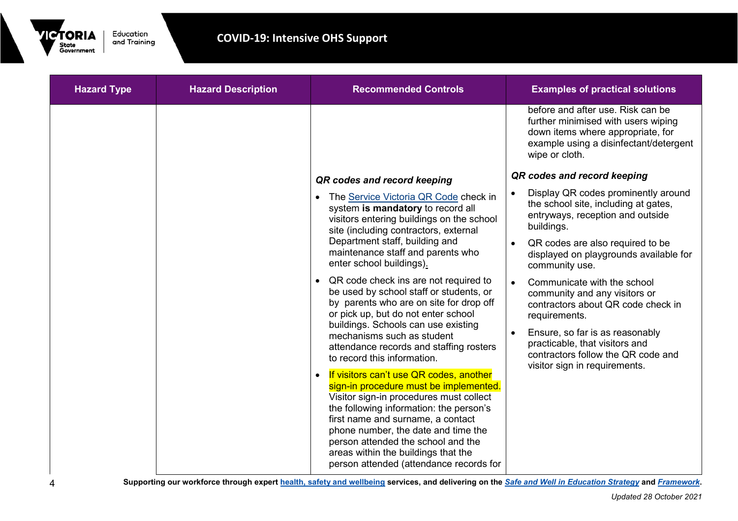| Hazard Type | Hazard Description | Recommended Controls | Examples of practical solutions |
|---|---|---|---|
| | | | before and after use. Risk can be further minimised with users wiping down items where appropriate, for example using a disinfectant/detergent wipe or cloth. |
| | | ***QR codes and record keeping***<br>• The Service Victoria QR Code check in system **is mandatory** to record all visitors entering buildings on the school site (including contractors, external Department staff, building and maintenance staff and parents who enter school buildings).<br>• QR code check ins are not required to be used by school staff or students, or by parents who are on site for drop off or pick up, but do not enter school buildings. Schools can use existing mechanisms such as student attendance records and staffing rosters to record this information.<br>• If visitors can't use QR codes, another sign-in procedure must be implemented. Visitor sign-in procedures must collect the following information: the person's first name and surname, a contact phone number, the date and time the person attended the school and the areas within the buildings that the person attended (attendance records for | ***QR codes and record keeping***<br>• Display QR codes prominently around the school site, including at gates, entryways, reception and outside buildings.<br>• QR codes are also required to be displayed on playgrounds available for community use.<br>• Communicate with the school community and any visitors or contractors about QR code check in requirements.<br>• Ensure, so far is as reasonably practicable, that visitors and contractors follow the QR code and visitor sign in requirements. |

**Supporting our workforce through expert health, safety and wellbeing services, and delivering on the *Safe and Well in Education Strategy* and *Framework*.**

*Updated 28 October 2021*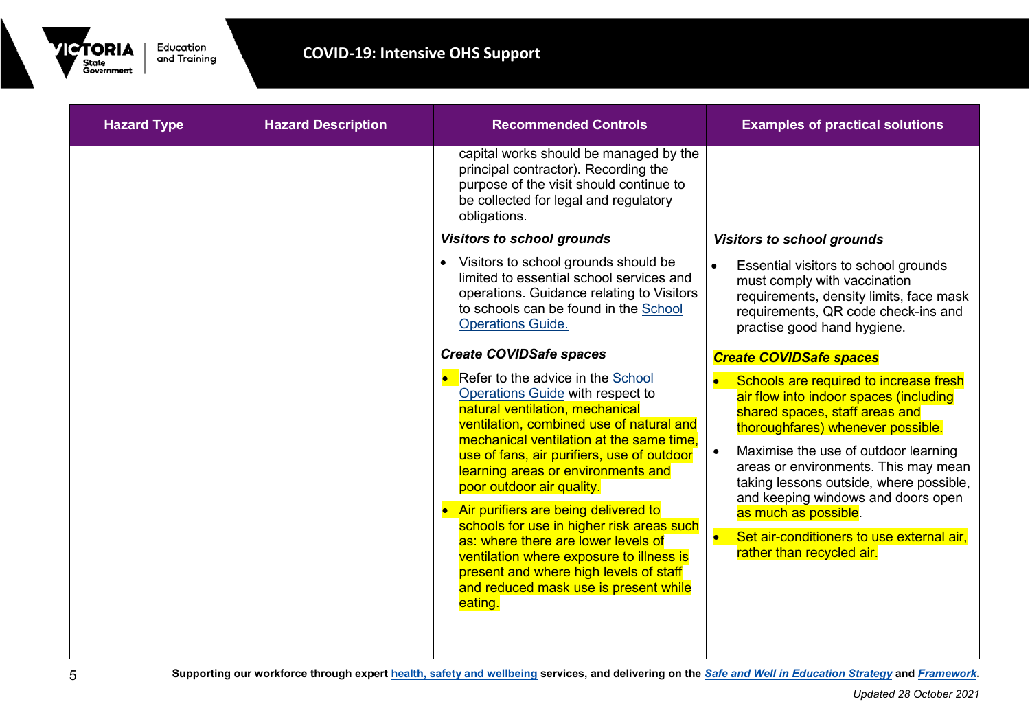| Hazard Type | Hazard Description | Recommended Controls | Examples of practical solutions |
|---|---|---|---|
| | | capital works should be managed by the principal contractor). Recording the purpose of the visit should continue to be collected for legal and regulatory obligations. | |
| | | ***Visitors to school grounds*** | ***Visitors to school grounds*** |
| | | • Visitors to school grounds should be limited to essential school services and operations. Guidance relating to Visitors to schools can be found in the School Operations Guide. | • Essential visitors to school grounds must comply with vaccination requirements, density limits, face mask requirements, QR code check-ins and practise good hand hygiene. |
| | | ***Create COVIDSafe spaces*** | ***Create COVIDSafe spaces*** |
| | | • Refer to the advice in the School Operations Guide with respect to natural ventilation, mechanical ventilation, combined use of natural and mechanical ventilation at the same time, use of fans, air purifiers, use of outdoor learning areas or environments and poor outdoor air quality.<br>• Air purifiers are being delivered to schools for use in higher risk areas such as: where there are lower levels of ventilation where exposure to illness is present and where high levels of staff and reduced mask use is present while eating. | • Schools are required to increase fresh air flow into indoor spaces (including shared spaces, staff areas and thoroughfares) whenever possible.<br>• Maximise the use of outdoor learning areas or environments. This may mean taking lessons outside, where possible, and keeping windows and doors open as much as possible.<br>• Set air-conditioners to use external air, rather than recycled air. |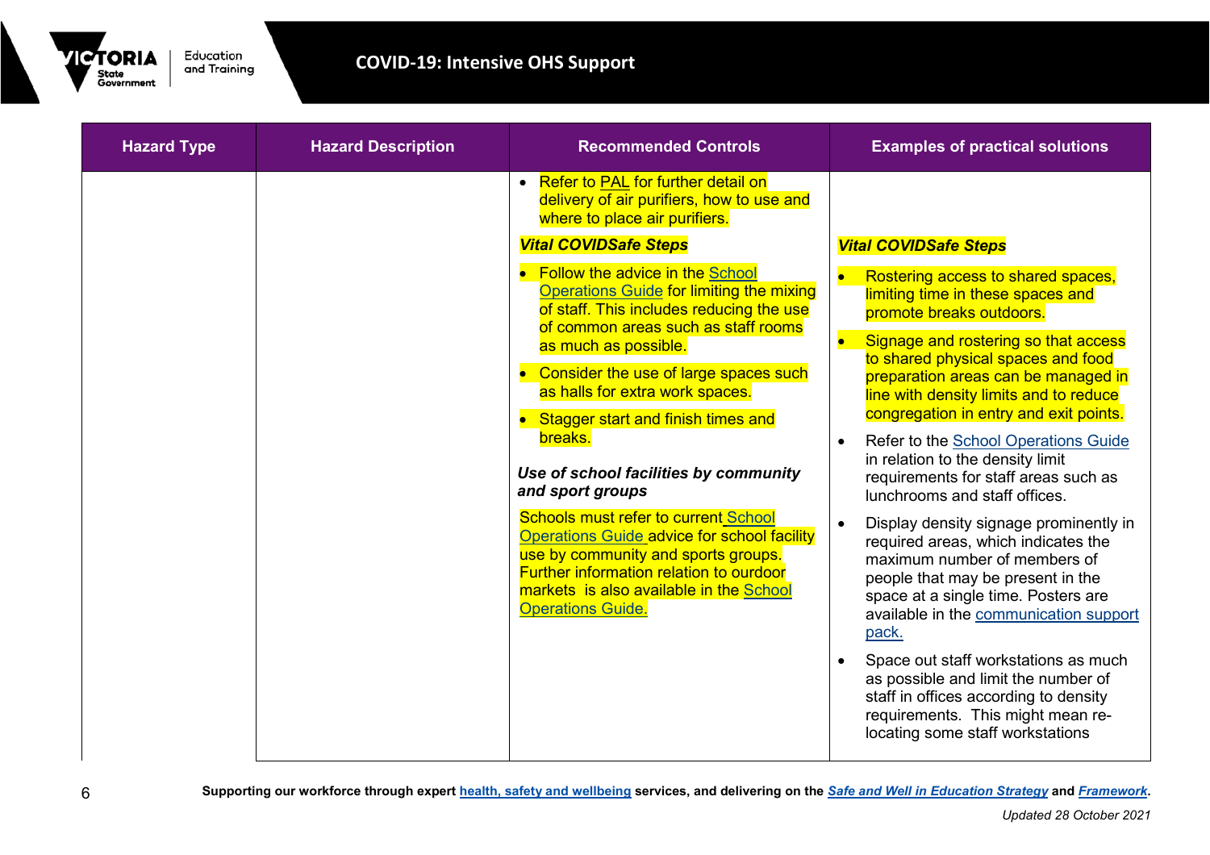| Hazard Type | Hazard Description | Recommended Controls | Examples of practical solutions |
|---|---|---|---|
| | | • Refer to PAL for further detail on delivery of air purifiers, how to use and where to place air purifiers.<br><br>***Vital COVIDSafe Steps***<br><br>• Follow the advice in the School Operations Guide for limiting the mixing of staff. This includes reducing the use of common areas such as staff rooms as much as possible.<br>• Consider the use of large spaces such as halls for extra work spaces.<br>• Stagger start and finish times and breaks.<br><br>***Use of school facilities by community and sport groups***<br><br>Schools must refer to current School Operations Guide advice for school facility use by community and sports groups. Further information relation to ourdoor markets is also available in the School Operations Guide. | ***Vital COVIDSafe Steps***<br><br>• Rostering access to shared spaces, limiting time in these spaces and promote breaks outdoors.<br>• Signage and rostering so that access to shared physical spaces and food preparation areas can be managed in line with density limits and to reduce congregation in entry and exit points.<br>• Refer to the School Operations Guide in relation to the density limit requirements for staff areas such as lunchrooms and staff offices.<br>• Display density signage prominently in required areas, which indicates the maximum number of members of people that may be present in the space at a single time. Posters are available in the communication support pack.<br>• Space out staff workstations as much as possible and limit the number of staff in offices according to density requirements. This might mean re-locating some staff workstations |

**Supporting our workforce through expert health, safety and wellbeing services, and delivering on the *Safe and Well in Education Strategy* and *Framework*.**

*Updated 28 October 2021*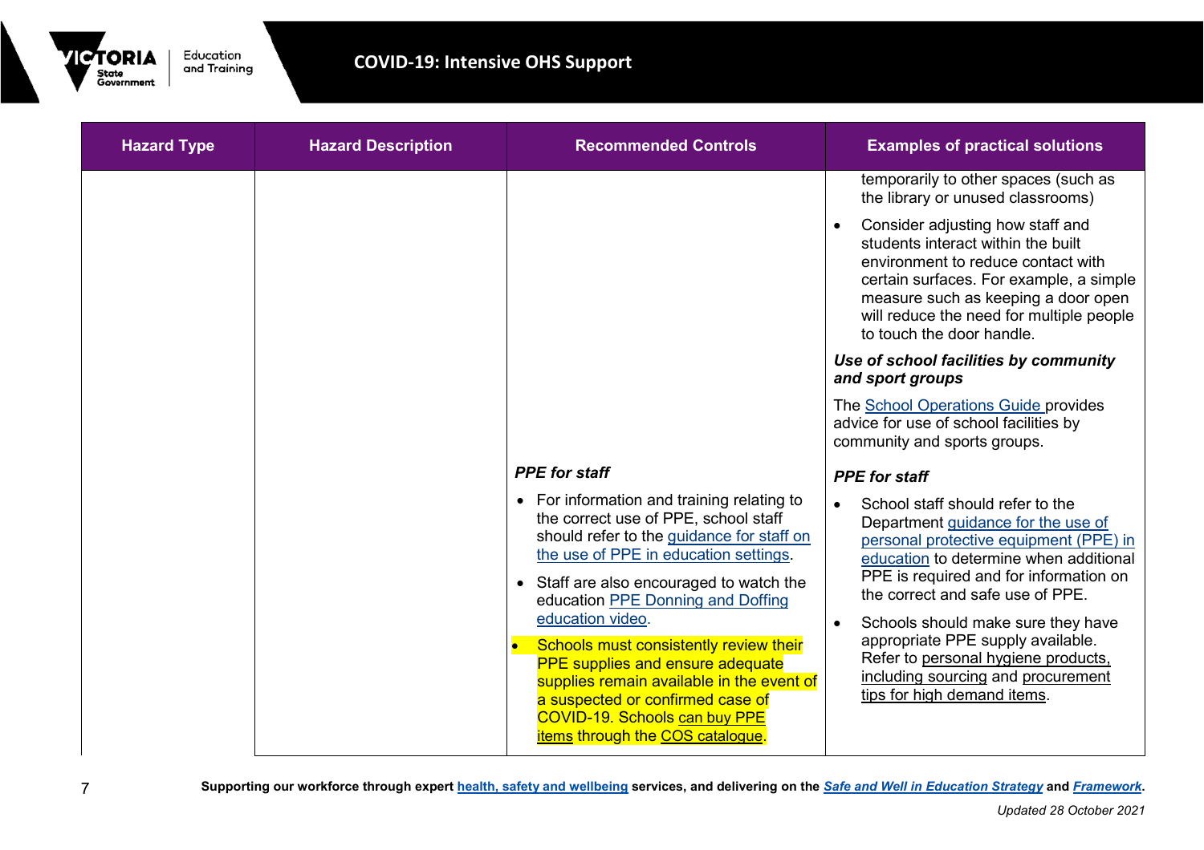| Hazard Type | Hazard Description | Recommended Controls | Examples of practical solutions |
|---|---|---|---|
| | | | temporarily to other spaces (such as the library or unused classrooms)<br>• Consider adjusting how staff and students interact within the built environment to reduce contact with certain surfaces. For example, a simple measure such as keeping a door open will reduce the need for multiple people to touch the door handle.<br>***Use of school facilities by community and sport groups***<br>The School Operations Guide provides advice for use of school facilities by community and sports groups. |
| | | ***PPE for staff***<br>• For information and training relating to the correct use of PPE, school staff should refer to the guidance for staff on the use of PPE in education settings.<br>• Staff are also encouraged to watch the education PPE Donning and Doffing education video.<br>• Schools must consistently review their PPE supplies and ensure adequate supplies remain available in the event of a suspected or confirmed case of COVID-19. Schools can buy PPE items through the COS catalogue. | ***PPE for staff***<br>• School staff should refer to the Department guidance for the use of personal protective equipment (PPE) in education to determine when additional PPE is required and for information on the correct and safe use of PPE.<br>• Schools should make sure they have appropriate PPE supply available. Refer to personal hygiene products, including sourcing and procurement tips for high demand items. |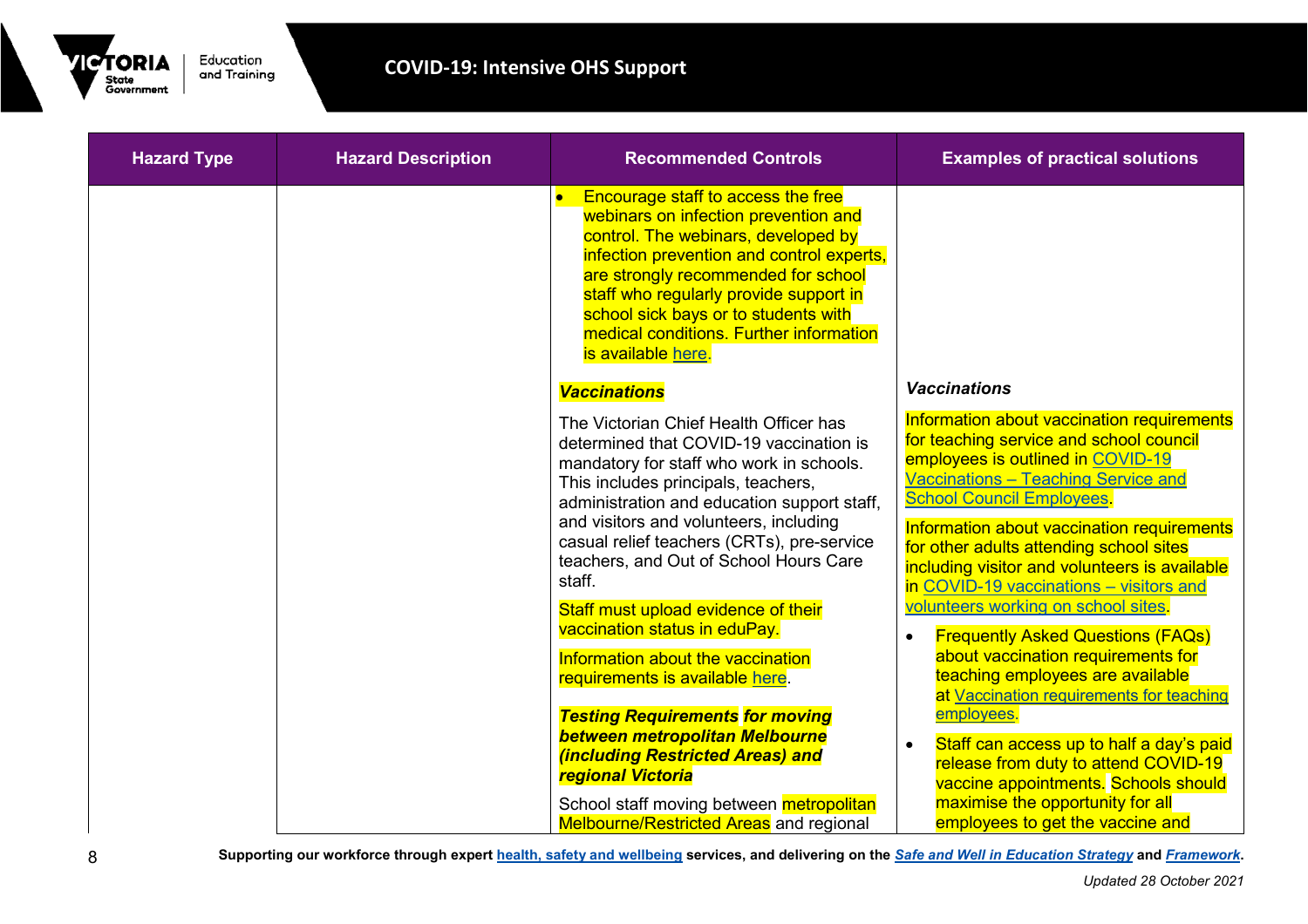| Hazard Type | Hazard Description | Recommended Controls | Examples of practical solutions |
|---|---|---|---|
| | | • Encourage staff to access the free webinars on infection prevention and control. The webinars, developed by infection prevention and control experts, are strongly recommended for school staff who regularly provide support in school sick bays or to students with medical conditions. Further information is available here. | |
| | | ***Vaccinations*** | ***Vaccinations*** |
| | | The Victorian Chief Health Officer has determined that COVID-19 vaccination is mandatory for staff who work in schools. This includes principals, teachers, administration and education support staff, and visitors and volunteers, including casual relief teachers (CRTs), pre-service teachers, and Out of School Hours Care staff.<br><br>Staff must upload evidence of their vaccination status in eduPay.<br><br>Information about the vaccination requirements is available here.<br><br>***Testing Requirements for moving between metropolitan Melbourne (including Restricted Areas) and regional Victoria***<br><br>School staff moving between metropolitan Melbourne/Restricted Areas and regional | Information about vaccination requirements for teaching service and school council employees is outlined in COVID-19 Vaccinations – Teaching Service and School Council Employees.<br><br>Information about vaccination requirements for other adults attending school sites including visitor and volunteers is available in COVID-19 vaccinations – visitors and volunteers working on school sites.<br><br>• Frequently Asked Questions (FAQs) about vaccination requirements for teaching employees are available at Vaccination requirements for teaching employees.<br>• Staff can access up to half a day's paid release from duty to attend COVID-19 vaccine appointments. Schools should maximise the opportunity for all employees to get the vaccine and |

**Supporting our workforce through expert health, safety and wellbeing services, and delivering on the *Safe and Well in Education Strategy* and *Framework*.**

*Updated 28 October 2021*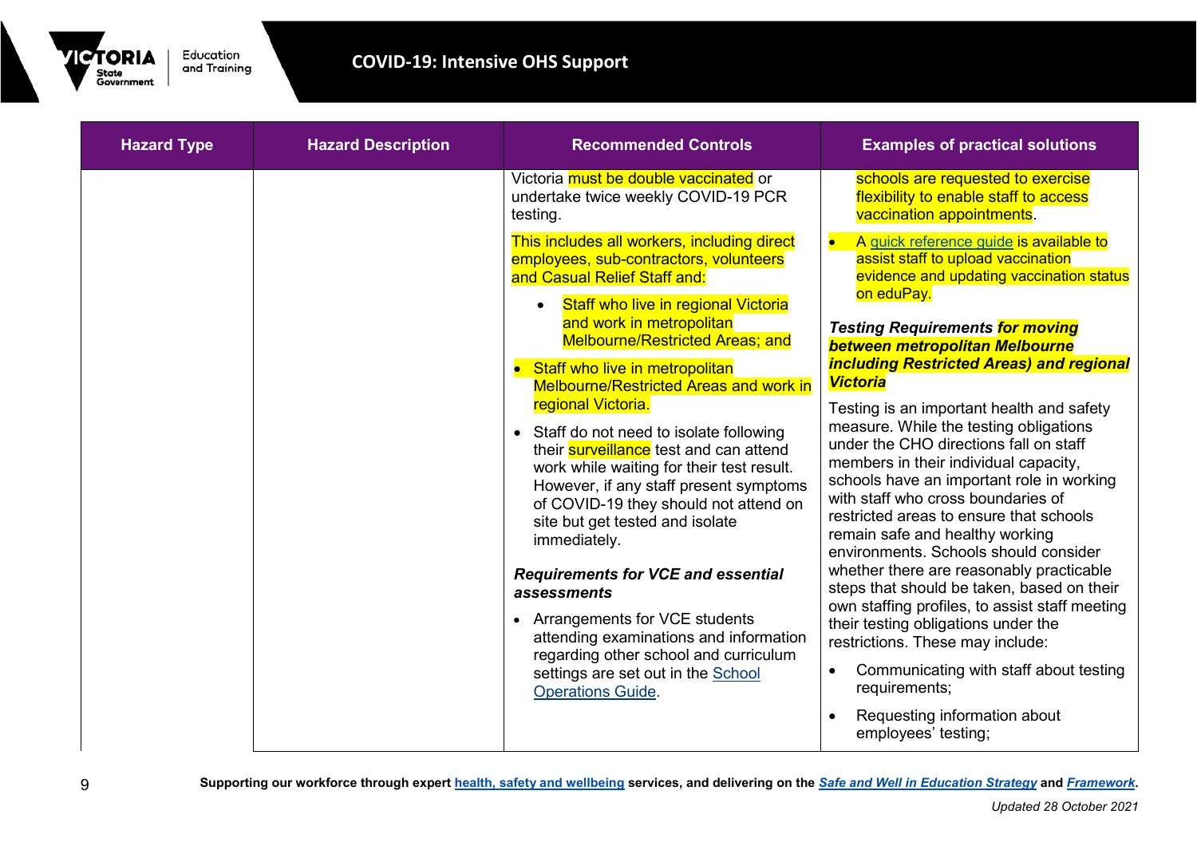| Hazard Type | Hazard Description | Recommended Controls | Examples of practical solutions |
|---|---|---|---|
| | | Victoria must be double vaccinated or undertake twice weekly COVID-19 PCR testing.<br><br>This includes all workers, including direct employees, sub-contractors, volunteers and Casual Relief Staff and:<br>• Staff who live in regional Victoria and work in metropolitan Melbourne/Restricted Areas; and<br>• Staff who live in metropolitan Melbourne/Restricted Areas and work in regional Victoria.<br>• Staff do not need to isolate following their surveillance test and can attend work while waiting for their test result. However, if any staff present symptoms of COVID-19 they should not attend on site but get tested and isolate immediately.<br><br>***Requirements for VCE and essential assessments***<br>• Arrangements for VCE students attending examinations and information regarding other school and curriculum settings are set out in the School Operations Guide. | schools are requested to exercise flexibility to enable staff to access vaccination appointments.<br>• A quick reference guide is available to assist staff to upload vaccination evidence and updating vaccination status on eduPay.<br><br>***Testing Requirements for moving between metropolitan Melbourne including Restricted Areas) and regional Victoria***<br><br>Testing is an important health and safety measure. While the testing obligations under the CHO directions fall on staff members in their individual capacity, schools have an important role in working with staff who cross boundaries of restricted areas to ensure that schools remain safe and healthy working environments. Schools should consider whether there are reasonably practicable steps that should be taken, based on their own staffing profiles, to assist staff meeting their testing obligations under the restrictions. These may include:<br>• Communicating with staff about testing requirements;<br>• Requesting information about employees' testing; |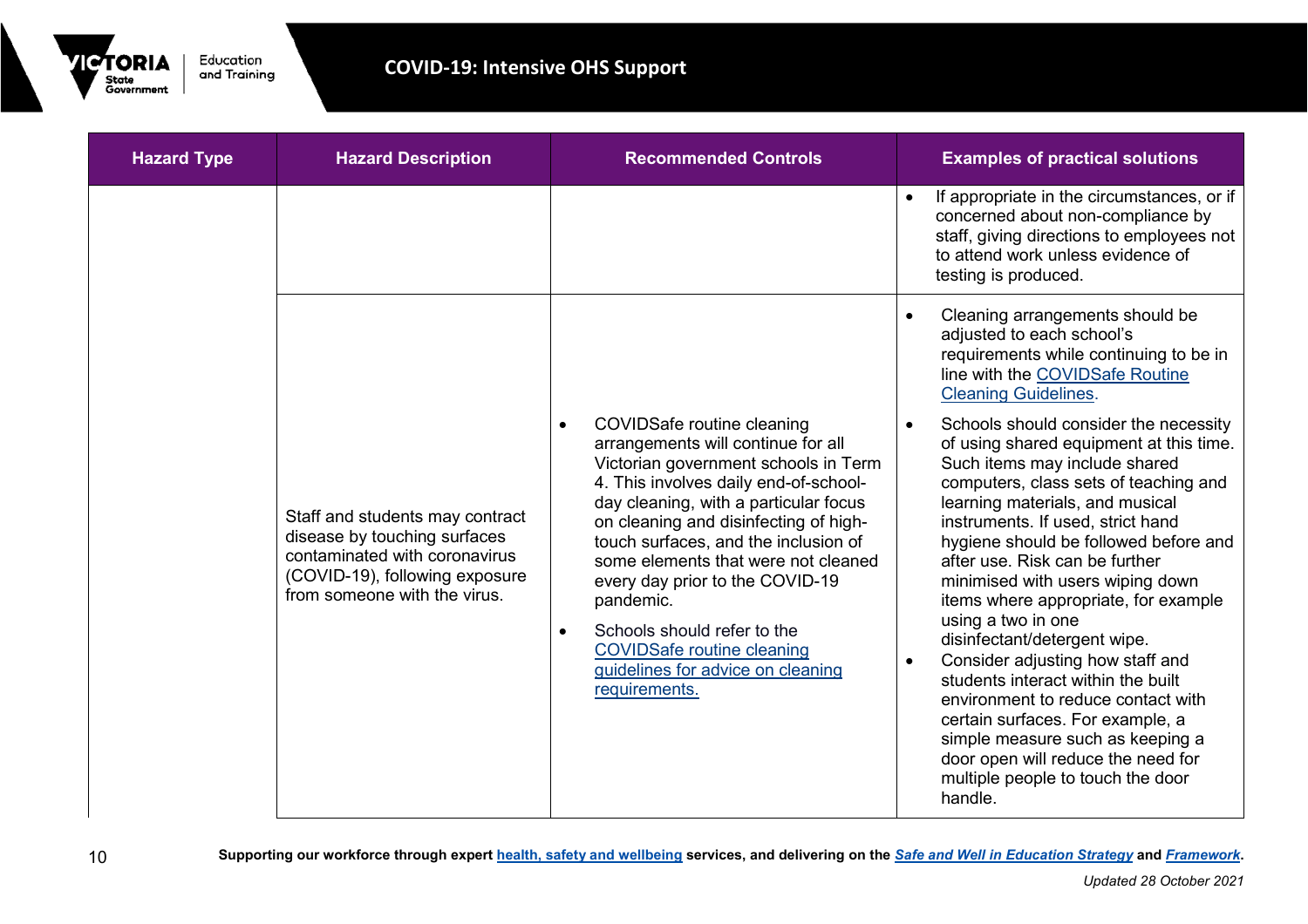| Hazard Type | Hazard Description | Recommended Controls | Examples of practical solutions |
|---|---|---|---|
| | | | • If appropriate in the circumstances, or if concerned about non-compliance by staff, giving directions to employees not to attend work unless evidence of testing is produced. |
| | Staff and students may contract disease by touching surfaces contaminated with coronavirus (COVID-19), following exposure from someone with the virus. | • COVIDSafe routine cleaning arrangements will continue for all Victorian government schools in Term 4. This involves daily end-of-school-day cleaning, with a particular focus on cleaning and disinfecting of high-touch surfaces, and the inclusion of some elements that were not cleaned every day prior to the COVID-19 pandemic.<br>• Schools should refer to the COVIDSafe routine cleaning guidelines for advice on cleaning requirements. | • Cleaning arrangements should be adjusted to each school's requirements while continuing to be in line with the COVIDSafe Routine Cleaning Guidelines.<br>• Schools should consider the necessity of using shared equipment at this time. Such items may include shared computers, class sets of teaching and learning materials, and musical instruments. If used, strict hand hygiene should be followed before and after use. Risk can be further minimised with users wiping down items where appropriate, for example using a two in one disinfectant/detergent wipe.<br>• Consider adjusting how staff and students interact within the built environment to reduce contact with certain surfaces. For example, a simple measure such as keeping a door open will reduce the need for multiple people to touch the door handle. |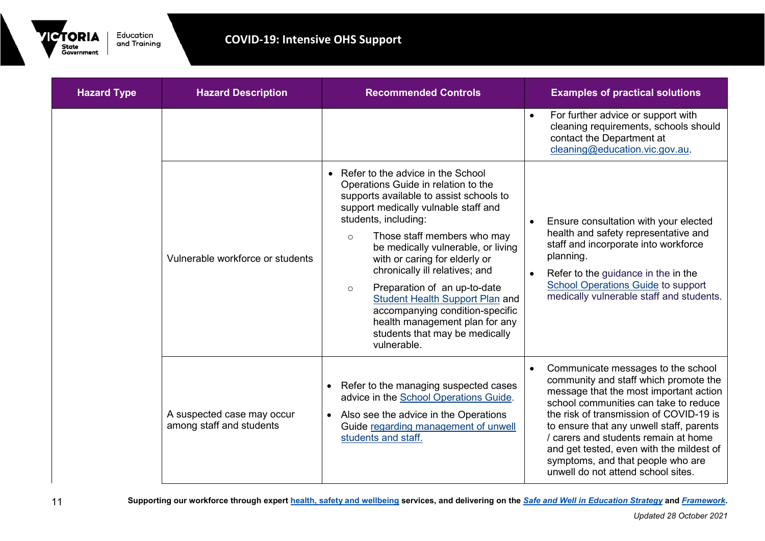| Hazard Type | Hazard Description | Recommended Controls | Examples of practical solutions |
|---|---|---|---|
| | | | • For further advice or support with cleaning requirements, schools should contact the Department at [cleaning@education.vic.gov.au](mailto:cleaning@education.vic.gov.au). |
| | Vulnerable workforce or students | • Refer to the advice in the School Operations Guide in relation to the supports available to assist schools to support medically vulnable staff and students, including:<br>  ○ Those staff members who may be medically vulnerable, or living with or caring for elderly or chronically ill relatives; and<br>  ○ Preparation of an up-to-date Student Health Support Plan and accompanying condition-specific health management plan for any students that may be medically vulnerable. | • Ensure consultation with your elected health and safety representative and staff and incorporate into workforce planning.<br>• Refer to the guidance in the in the School Operations Guide to support medically vulnerable staff and students. |
| | A suspected case may occur among staff and students | • Refer to the managing suspected cases advice in the School Operations Guide.<br>• Also see the advice in the Operations Guide regarding management of unwell students and staff. | • Communicate messages to the school community and staff which promote the message that the most important action school communities can take to reduce the risk of transmission of COVID-19 is to ensure that any unwell staff, parents / carers and students remain at home and get tested, even with the mildest of symptoms, and that people who are unwell do not attend school sites. |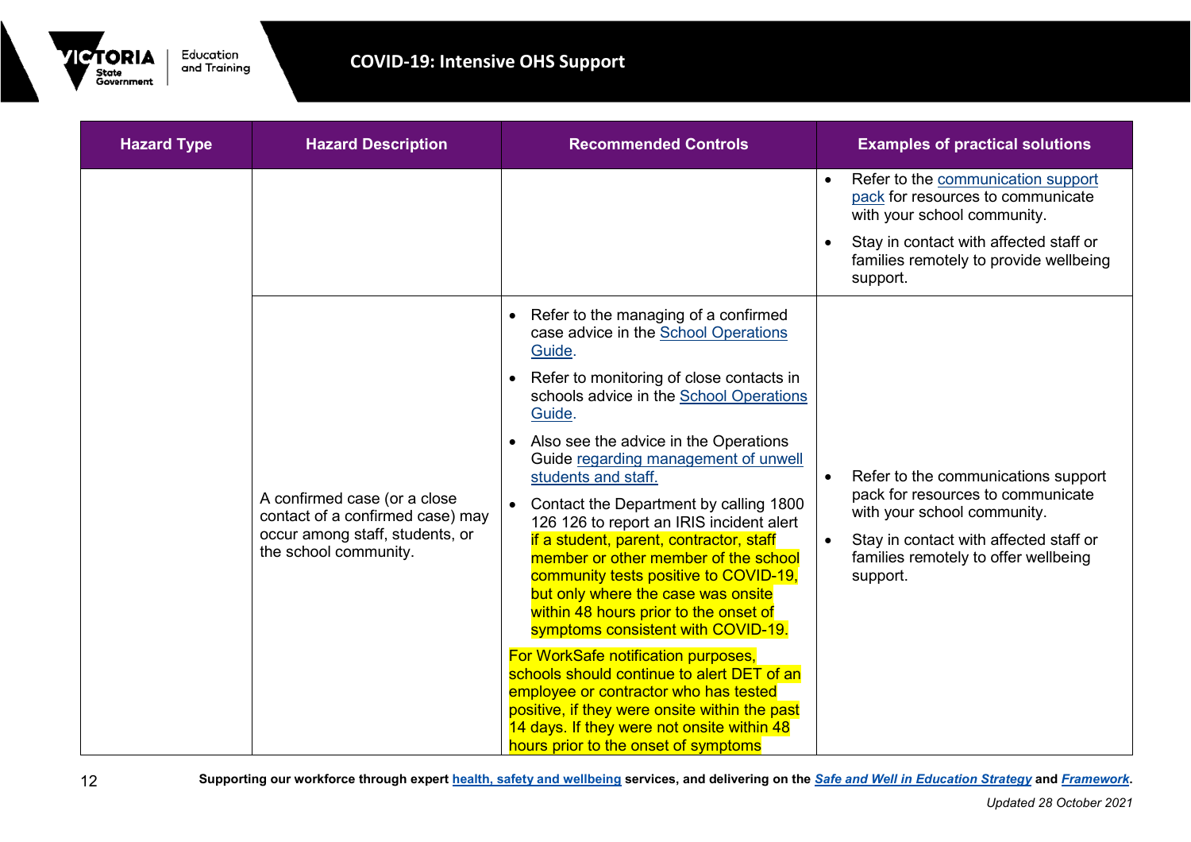| Hazard Type | Hazard Description | Recommended Controls | Examples of practical solutions |
| --- | --- | --- | --- |
| | | | • Refer to the communication support pack for resources to communicate with your school community.<br>• Stay in contact with affected staff or families remotely to provide wellbeing support. |
| | A confirmed case (or a close contact of a confirmed case) may occur among staff, students, or the school community. | • Refer to the managing of a confirmed case advice in the School Operations Guide.<br>• Refer to monitoring of close contacts in schools advice in the School Operations Guide.<br>• Also see the advice in the Operations Guide regarding management of unwell students and staff.<br>• Contact the Department by calling 1800 126 126 to report an IRIS incident alert if a student, parent, contractor, staff member or other member of the school community tests positive to COVID-19, but only where the case was onsite within 48 hours prior to the onset of symptoms consistent with COVID-19.<br>For WorkSafe notification purposes, schools should continue to alert DET of an employee or contractor who has tested positive, if they were onsite within the past 14 days. If they were not onsite within 48 hours prior to the onset of symptoms | • Refer to the communications support pack for resources to communicate with your school community.<br>• Stay in contact with affected staff or families remotely to offer wellbeing support. |

Supporting our workforce through expert health, safety and wellbeing services, and delivering on the *Safe and Well in Education Strategy* and *Framework*.

*Updated 28 October 2021*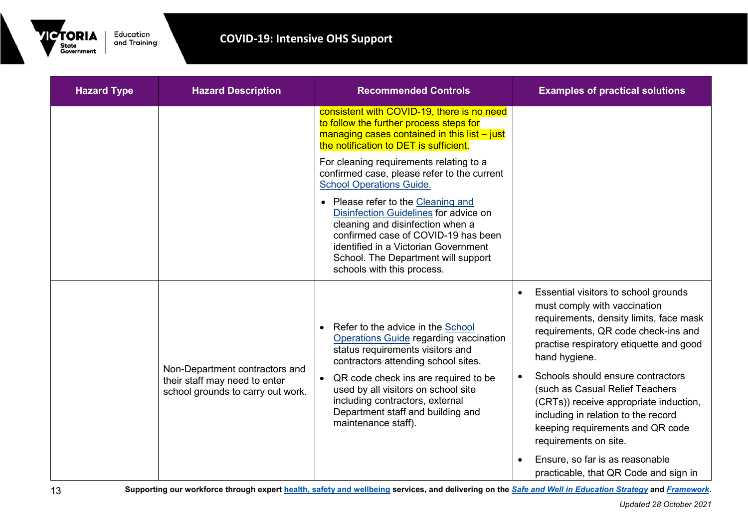| Hazard Type | Hazard Description | Recommended Controls | Examples of practical solutions |
|---|---|---|---|
| | | consistent with COVID-19, there is no need to follow the further process steps for managing cases contained in this list – just the notification to DET is sufficient.<br><br>For cleaning requirements relating to a confirmed case, please refer to the current School Operations Guide.<br><br>• Please refer to the Cleaning and Disinfection Guidelines for advice on cleaning and disinfection when a confirmed case of COVID-19 has been identified in a Victorian Government School. The Department will support schools with this process. | |
| | Non-Department contractors and their staff may need to enter school grounds to carry out work. | • Refer to the advice in the School Operations Guide regarding vaccination status requirements visitors and contractors attending school sites.<br>• QR code check ins are required to be used by all visitors on school site including contractors, external Department staff and building and maintenance staff). | • Essential visitors to school grounds must comply with vaccination requirements, density limits, face mask requirements, QR code check-ins and practise respiratory etiquette and good hand hygiene.<br>• Schools should ensure contractors (such as Casual Relief Teachers (CRTs)) receive appropriate induction, including in relation to the record keeping requirements and QR code requirements on site.<br>• Ensure, so far is as reasonable practicable, that QR Code and sign in |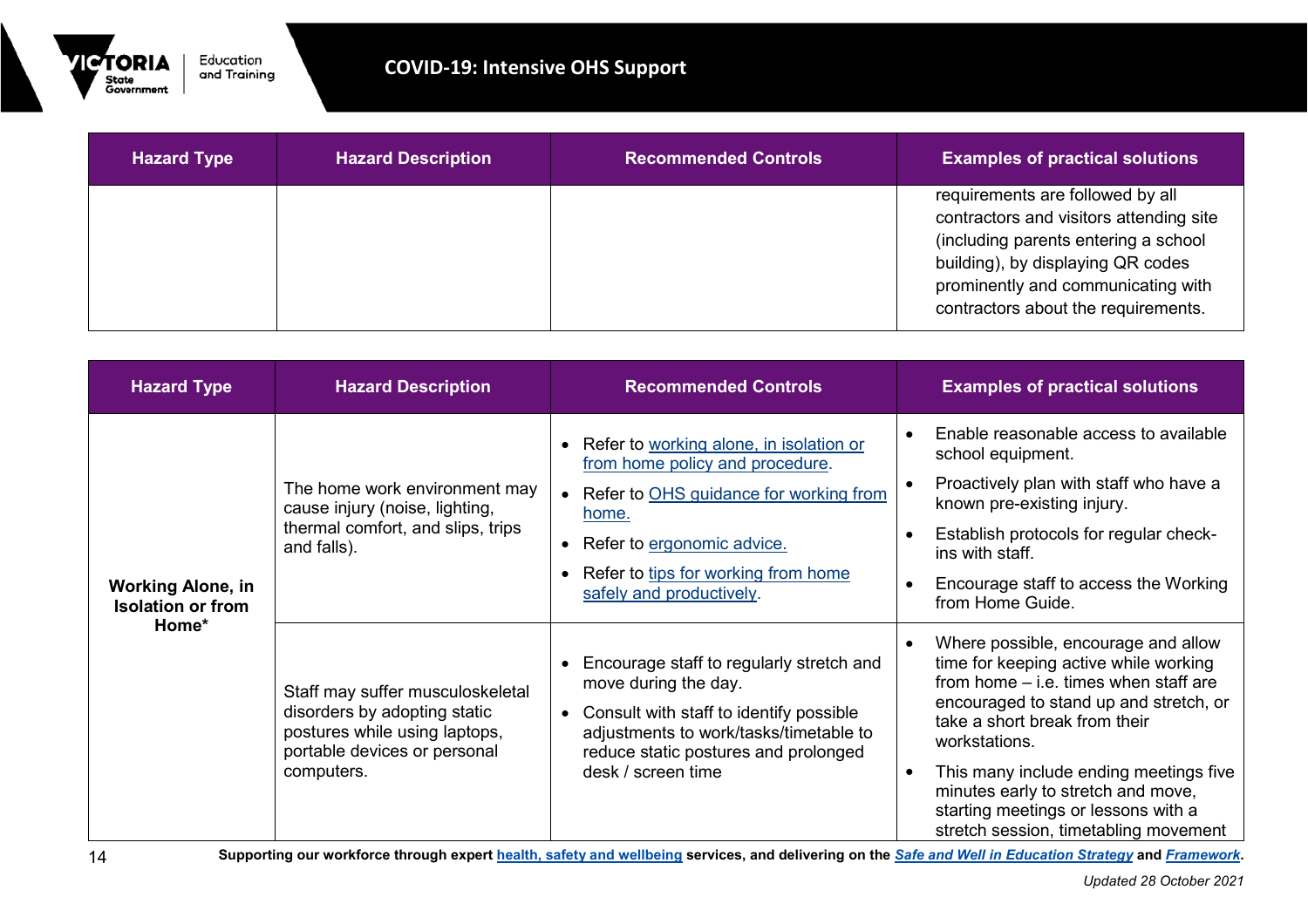| Hazard Type | Hazard Description | Recommended Controls | Examples of practical solutions |
|---|---|---|---|
| | | | requirements are followed by all contractors and visitors attending site (including parents entering a school building), by displaying QR codes prominently and communicating with contractors about the requirements. |

| Hazard Type | Hazard Description | Recommended Controls | Examples of practical solutions |
|---|---|---|---|
| **Working Alone, in Isolation or from Home*** | The home work environment may cause injury (noise, lighting, thermal comfort, and slips, trips and falls). | • Refer to working alone, in isolation or from home policy and procedure.<br>• Refer to OHS guidance for working from home.<br>• Refer to ergonomic advice.<br>• Refer to tips for working from home safely and productively. | • Enable reasonable access to available school equipment.<br>• Proactively plan with staff who have a known pre-existing injury.<br>• Establish protocols for regular check-ins with staff.<br>• Encourage staff to access the Working from Home Guide. |
| | Staff may suffer musculoskeletal disorders by adopting static postures while using laptops, portable devices or personal computers. | • Encourage staff to regularly stretch and move during the day.<br>• Consult with staff to identify possible adjustments to work/tasks/timetable to reduce static postures and prolonged desk / screen time | • Where possible, encourage and allow time for keeping active while working from home – i.e. times when staff are encouraged to stand up and stretch, or take a short break from their workstations.<br>• This many include ending meetings five minutes early to stretch and move, starting meetings or lessons with a stretch session, timetabling movement |

**Supporting our workforce through expert health, safety and wellbeing services, and delivering on the *Safe and Well in Education Strategy* and *Framework*.**

*Updated 28 October 2021*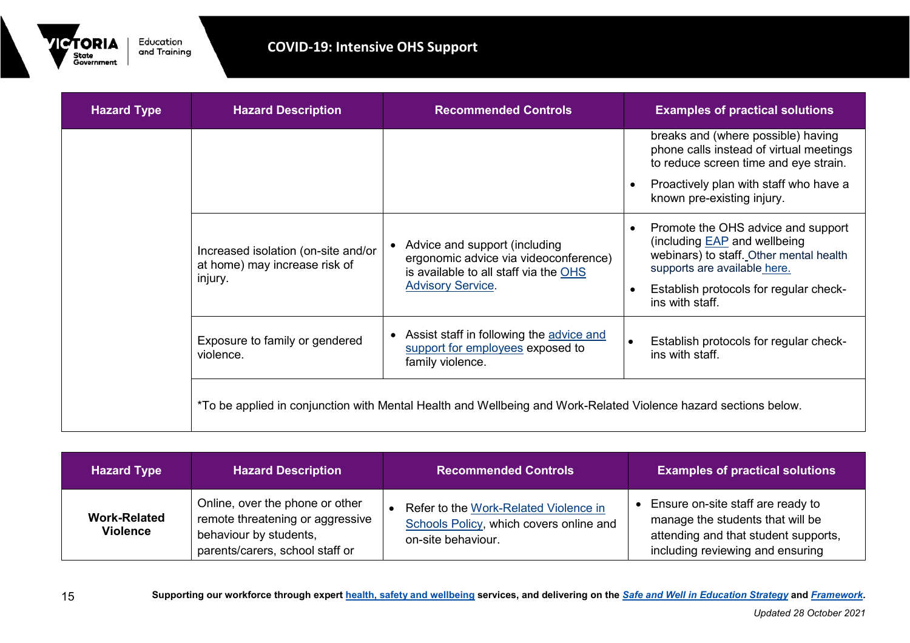| Hazard Type | Hazard Description | Recommended Controls | Examples of practical solutions |
|---|---|---|---|
| | | | breaks and (where possible) having phone calls instead of virtual meetings to reduce screen time and eye strain.<br>• Proactively plan with staff who have a known pre-existing injury. |
| | Increased isolation (on-site and/or at home) may increase risk of injury. | • Advice and support (including ergonomic advice via videoconference) is available to all staff via the OHS Advisory Service. | • Promote the OHS advice and support (including EAP and wellbeing webinars) to staff. Other mental health supports are available here.<br>• Establish protocols for regular check-ins with staff. |
| | Exposure to family or gendered violence. | • Assist staff in following the advice and support for employees exposed to family violence. | • Establish protocols for regular check-ins with staff. |
| | *To be applied in conjunction with Mental Health and Wellbeing and Work-Related Violence hazard sections below. | | |

| Hazard Type | Hazard Description | Recommended Controls | Examples of practical solutions |
|---|---|---|---|
| **Work-Related Violence** | Online, over the phone or other remote threatening or aggressive behaviour by students, parents/carers, school staff or | • Refer to the Work-Related Violence in Schools Policy, which covers online and on-site behaviour. | • Ensure on-site staff are ready to manage the students that will be attending and that student supports, including reviewing and ensuring |

**Supporting our workforce through expert health, safety and wellbeing services, and delivering on the *Safe and Well in Education Strategy* and *Framework*.**

*Updated 28 October 2021*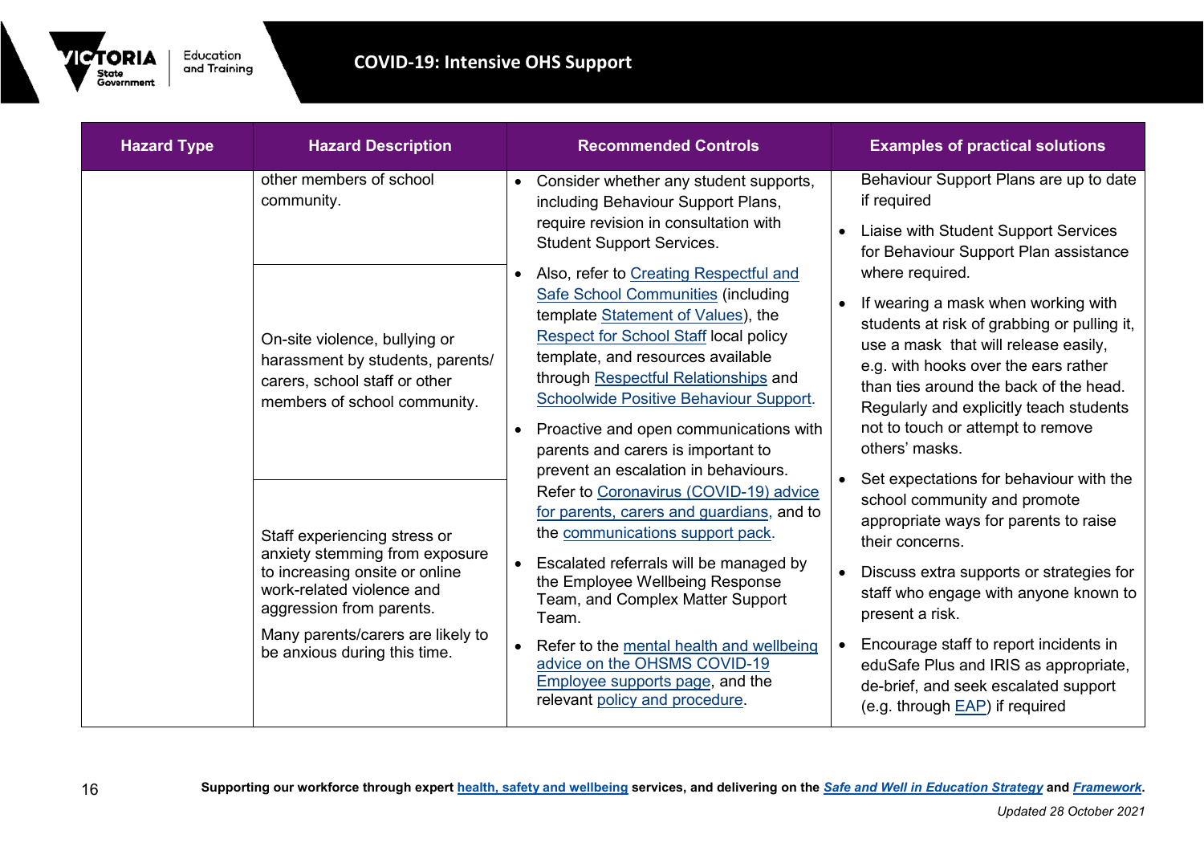| Hazard Type | Hazard Description | Recommended Controls | Examples of practical solutions |
|---|---|---|---|
| | other members of school community.<br><br>On-site violence, bullying or harassment by students, parents/ carers, school staff or other members of school community.<br><br>Staff experiencing stress or anxiety stemming from exposure to increasing onsite or online work-related violence and aggression from parents.<br><br>Many parents/carers are likely to be anxious during this time. | • Consider whether any student supports, including Behaviour Support Plans, require revision in consultation with Student Support Services.<br>• Also, refer to Creating Respectful and Safe School Communities (including template Statement of Values), the Respect for School Staff local policy template, and resources available through Respectful Relationships and Schoolwide Positive Behaviour Support.<br>• Proactive and open communications with parents and carers is important to prevent an escalation in behaviours. Refer to Coronavirus (COVID-19) advice for parents, carers and guardians, and to the communications support pack.<br>• Escalated referrals will be managed by the Employee Wellbeing Response Team, and Complex Matter Support Team.<br>• Refer to the mental health and wellbeing advice on the OHSMS COVID-19 Employee supports page, and the relevant policy and procedure. | Behaviour Support Plans are up to date if required<br>• Liaise with Student Support Services for Behaviour Support Plan assistance where required.<br>• If wearing a mask when working with students at risk of grabbing or pulling it, use a mask that will release easily, e.g. with hooks over the ears rather than ties around the back of the head. Regularly and explicitly teach students not to touch or attempt to remove others' masks.<br>• Set expectations for behaviour with the school community and promote appropriate ways for parents to raise their concerns.<br>• Discuss extra supports or strategies for staff who engage with anyone known to present a risk.<br>• Encourage staff to report incidents in eduSafe Plus and IRIS as appropriate, de-brief, and seek escalated support (e.g. through EAP) if required |

**Supporting our workforce through expert health, safety and wellbeing services, and delivering on the *Safe and Well in Education Strategy* and *Framework*.**

*Updated 28 October 2021*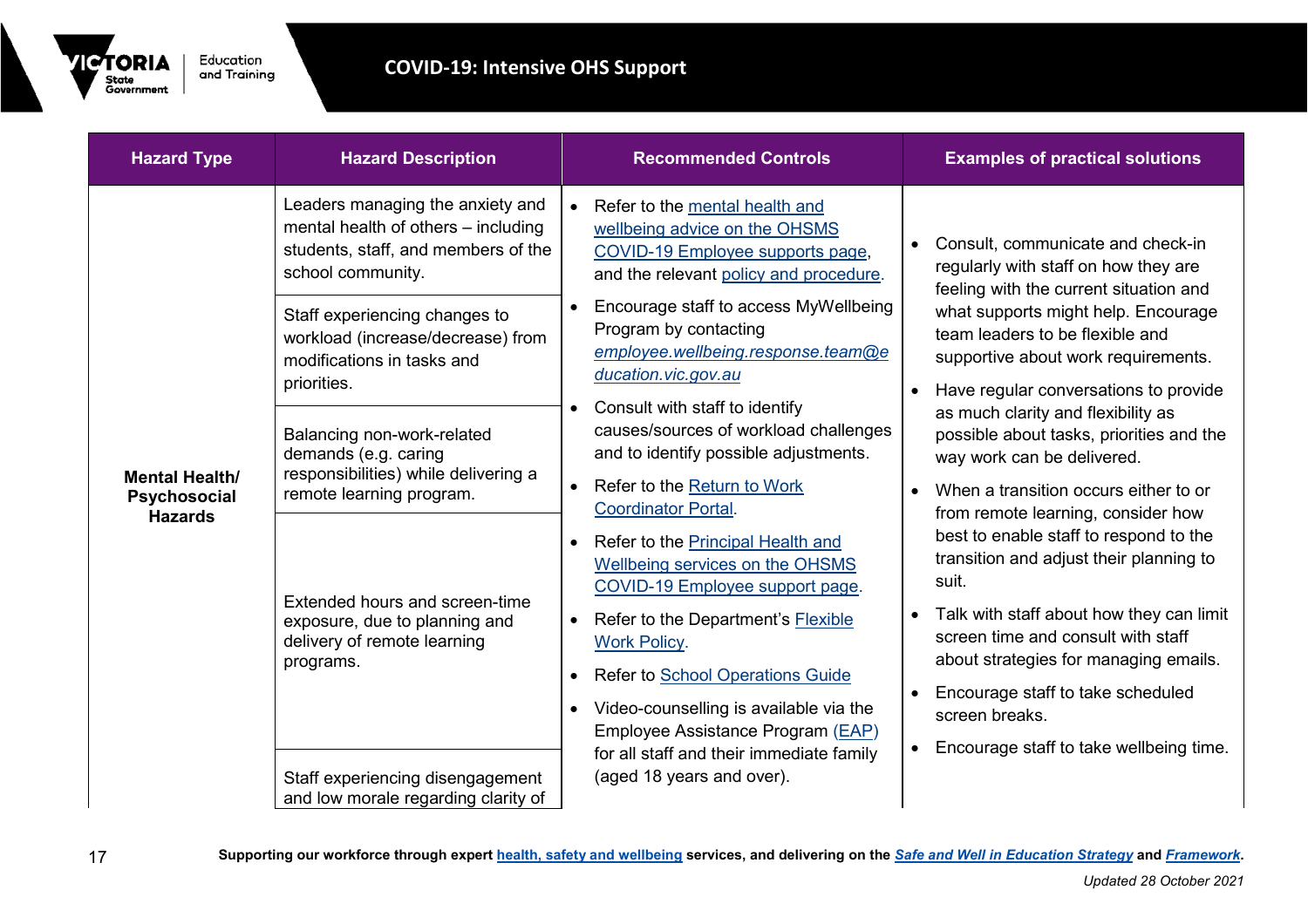| Hazard Type | Hazard Description | Recommended Controls | Examples of practical solutions |
|---|---|---|---|
| **Mental Health/ Psychosocial Hazards** | Leaders managing the anxiety and mental health of others – including students, staff, and members of the school community.<br><br>Staff experiencing changes to workload (increase/decrease) from modifications in tasks and priorities.<br><br>Balancing non-work-related demands (e.g. caring responsibilities) while delivering a remote learning program.<br><br>Extended hours and screen-time exposure, due to planning and delivery of remote learning programs.<br><br>Staff experiencing disengagement and low morale regarding clarity of | • Refer to the mental health and wellbeing advice on the OHSMS COVID-19 Employee supports page, and the relevant policy and procedure.<br>• Encourage staff to access MyWellbeing Program by contacting *employee.wellbeing.response.team@education.vic.gov.au*<br>• Consult with staff to identify causes/sources of workload challenges and to identify possible adjustments.<br>• Refer to the Return to Work Coordinator Portal.<br>• Refer to the Principal Health and Wellbeing services on the OHSMS COVID-19 Employee support page.<br>• Refer to the Department's Flexible Work Policy.<br>• Refer to School Operations Guide<br>• Video-counselling is available via the Employee Assistance Program (EAP) for all staff and their immediate family (aged 18 years and over). | • Consult, communicate and check-in regularly with staff on how they are feeling with the current situation and what supports might help. Encourage team leaders to be flexible and supportive about work requirements.<br>• Have regular conversations to provide as much clarity and flexibility as possible about tasks, priorities and the way work can be delivered.<br>• When a transition occurs either to or from remote learning, consider how best to enable staff to respond to the transition and adjust their planning to suit.<br>• Talk with staff about how they can limit screen time and consult with staff about strategies for managing emails.<br>• Encourage staff to take scheduled screen breaks.<br>• Encourage staff to take wellbeing time. |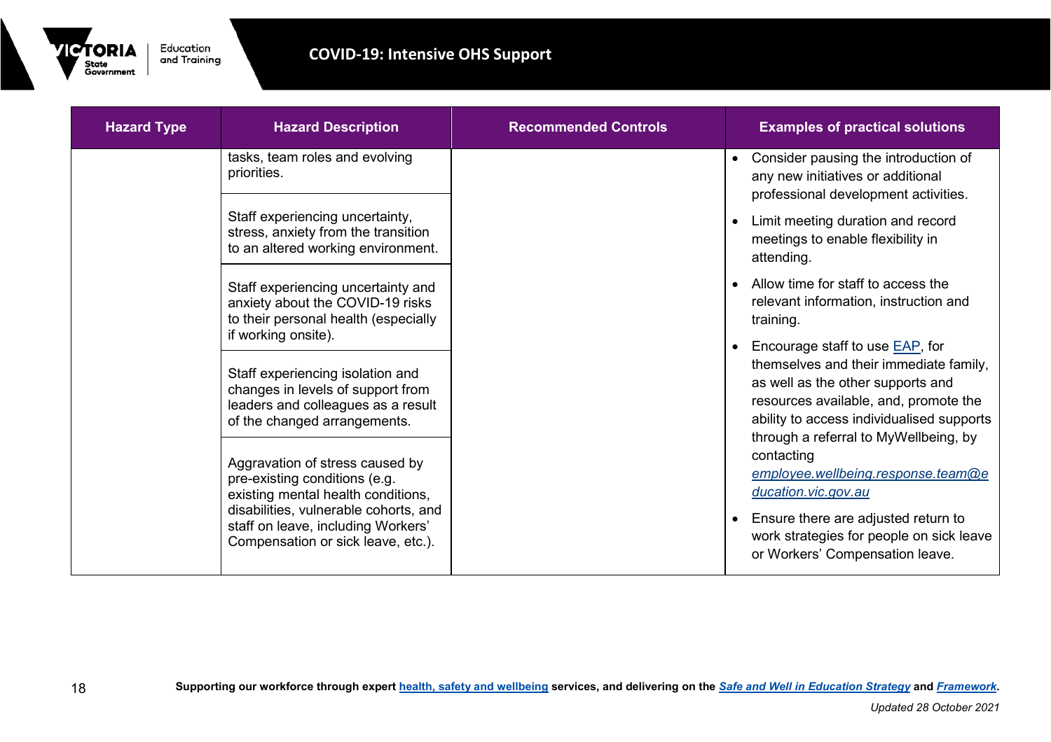| Hazard Type | Hazard Description | Recommended Controls | Examples of practical solutions |
|---|---|---|---|
| | tasks, team roles and evolving priorities.<br><br>Staff experiencing uncertainty, stress, anxiety from the transition to an altered working environment.<br><br>Staff experiencing uncertainty and anxiety about the COVID-19 risks to their personal health (especially if working onsite).<br><br>Staff experiencing isolation and changes in levels of support from leaders and colleagues as a result of the changed arrangements.<br><br>Aggravation of stress caused by pre-existing conditions (e.g. existing mental health conditions, disabilities, vulnerable cohorts, and staff on leave, including Workers' Compensation or sick leave, etc.). | | • Consider pausing the introduction of any new initiatives or additional professional development activities.<br>• Limit meeting duration and record meetings to enable flexibility in attending.<br>• Allow time for staff to access the relevant information, instruction and training.<br>• Encourage staff to use EAP, for themselves and their immediate family, as well as the other supports and resources available, and, promote the ability to access individualised supports through a referral to MyWellbeing, by contacting *employee.wellbeing.response.team@education.vic.gov.au*<br>• Ensure there are adjusted return to work strategies for people on sick leave or Workers' Compensation leave. |

**Supporting our workforce through expert health, safety and wellbeing services, and delivering on the *Safe and Well in Education Strategy* and *Framework*.**

*Updated 28 October 2021*